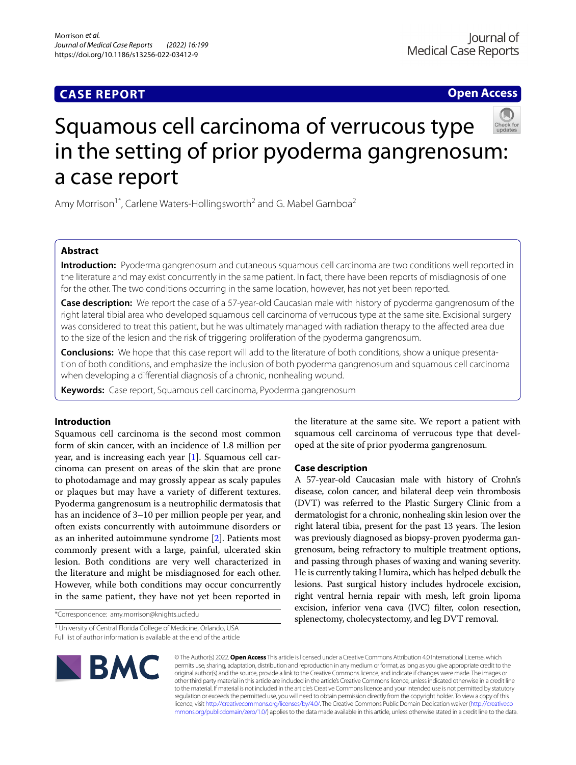CASE REPORT

Open Access

# Squamous cell carcinoma of verrucous type in the setting of prior pyoderma gangrenosum: a case report

Amy Morrison[1*], Carlene Waters-Hollingsworth[2] and G. Mabel Gamboa[2]

## Abstract

**Introduction:** Pyoderma gangrenosum and cutaneous squamous cell carcinoma are two conditions well reported in the literature and may exist concurrently in the same patient. In fact, there have been reports of misdiagnosis of one for the other. The two conditions occurring in the same location, however, has not yet been reported.

**Case description:** We report the case of a 57-year-old Caucasian male with history of pyoderma gangrenosum of the right lateral tibial area who developed squamous cell carcinoma of verrucous type at the same site. Excisional surgery was considered to treat this patient, but he was ultimately managed with radiation therapy to the affected area due to the size of the lesion and the risk of triggering proliferation of the pyoderma gangrenosum.

**Conclusions:** We hope that this case report will add to the literature of both conditions, show a unique presentation of both conditions, and emphasize the inclusion of both pyoderma gangrenosum and squamous cell carcinoma when developing a differential diagnosis of a chronic, nonhealing wound.

**Keywords:** Case report, Squamous cell carcinoma, Pyoderma gangrenosum

## Introduction

Squamous cell carcinoma is the second most common form of skin cancer, with an incidence of 1.8 million per year, and is increasing each year [1]. Squamous cell carcinoma can present on areas of the skin that are prone to photodamage and may grossly appear as scaly papules or plaques but may have a variety of different textures. Pyoderma gangrenosum is a neutrophilic dermatosis that has an incidence of 3–10 per million people per year, and often exists concurrently with autoimmune disorders or as an inherited autoimmune syndrome [2]. Patients most commonly present with a large, painful, ulcerated skin lesion. Both conditions are very well characterized in the literature and might be misdiagnosed for each other. However, while both conditions may occur concurrently in the same patient, they have not yet been reported in the literature at the same site. We report a patient with squamous cell carcinoma of verrucous type that developed at the site of prior pyoderma gangrenosum.

## Case description

A 57-year-old Caucasian male with history of Crohn's disease, colon cancer, and bilateral deep vein thrombosis (DVT) was referred to the Plastic Surgery Clinic from a dermatologist for a chronic, nonhealing skin lesion over the right lateral tibia, present for the past 13 years. The lesion was previously diagnosed as biopsy-proven pyoderma gangrenosum, being refractory to multiple treatment options, and passing through phases of waxing and waning severity. He is currently taking Humira, which has helped debulk the lesions. Past surgical history includes hydrocele excision, right ventral hernia repair with mesh, left groin lipoma excision, inferior vena cava (IVC) filter, colon resection, splenectomy, cholecystectomy, and leg DVT removal.

*Correspondence: amy.morrison@knights.ucf.edu

[1] University of Central Florida College of Medicine, Orlando, USA

Full list of author information is available at the end of the article

© The Author(s) 2022. **Open Access** This article is licensed under a Creative Commons Attribution 4.0 International License, which permits use, sharing, adaptation, distribution and reproduction in any medium or format, as long as you give appropriate credit to the original author(s) and the source, provide a link to the Creative Commons licence, and indicate if changes were made. The images or other third party material in this article are included in the article's Creative Commons licence, unless indicated otherwise in a credit line to the material. If material is not included in the article's Creative Commons licence and your intended use is not permitted by statutory regulation or exceeds the permitted use, you will need to obtain permission directly from the copyright holder. To view a copy of this licence, visit http://creativecommons.org/licenses/by/4.0/. The Creative Commons Public Domain Dedication waiver (http://creativecommons.org/publicdomain/zero/1.0/) applies to the data made available in this article, unless otherwise stated in a credit line to the data.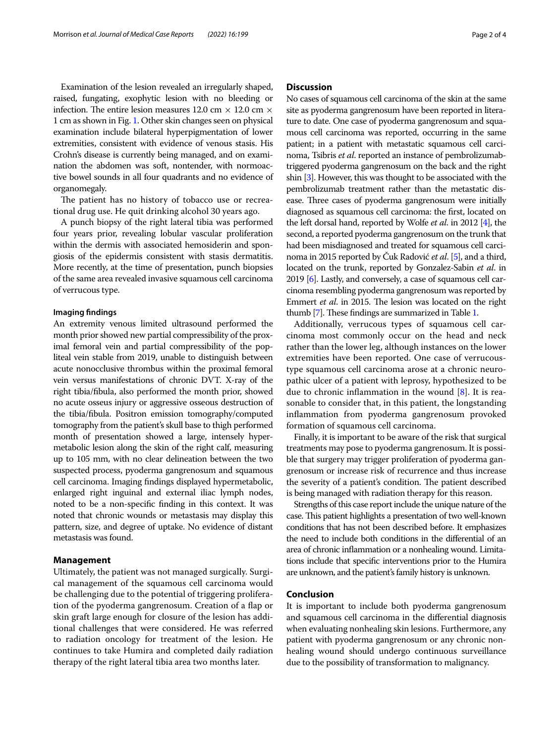Examination of the lesion revealed an irregularly shaped, raised, fungating, exophytic lesion with no bleeding or infection. The entire lesion measures 12.0 cm × 12.0 cm × 1 cm as shown in Fig. 1. Other skin changes seen on physical examination include bilateral hyperpigmentation of lower extremities, consistent with evidence of venous stasis. His Crohn's disease is currently being managed, and on examination the abdomen was soft, nontender, with normoactive bowel sounds in all four quadrants and no evidence of organomegaly.

The patient has no history of tobacco use or recreational drug use. He quit drinking alcohol 30 years ago.

A punch biopsy of the right lateral tibia was performed four years prior, revealing lobular vascular proliferation within the dermis with associated hemosiderin and spongiosis of the epidermis consistent with stasis dermatitis. More recently, at the time of presentation, punch biopsies of the same area revealed invasive squamous cell carcinoma of verrucous type.

#### Imaging findings

An extremity venous limited ultrasound performed the month prior showed new partial compressibility of the proximal femoral vein and partial compressibility of the popliteal vein stable from 2019, unable to distinguish between acute nonocclusive thrombus within the proximal femoral vein versus manifestations of chronic DVT. X-ray of the right tibia/fibula, also performed the month prior, showed no acute osseus injury or aggressive osseous destruction of the tibia/fibula. Positron emission tomography/computed tomography from the patient's skull base to thigh performed month of presentation showed a large, intensely hypermetabolic lesion along the skin of the right calf, measuring up to 105 mm, with no clear delineation between the two suspected process, pyoderma gangrenosum and squamous cell carcinoma. Imaging findings displayed hypermetabolic, enlarged right inguinal and external iliac lymph nodes, noted to be a non-specific finding in this context. It was noted that chronic wounds or metastasis may display this pattern, size, and degree of uptake. No evidence of distant metastasis was found.

### Management

Ultimately, the patient was not managed surgically. Surgical management of the squamous cell carcinoma would be challenging due to the potential of triggering proliferation of the pyoderma gangrenosum. Creation of a flap or skin graft large enough for closure of the lesion has additional challenges that were considered. He was referred to radiation oncology for treatment of the lesion. He continues to take Humira and completed daily radiation therapy of the right lateral tibia area two months later.

## Discussion

No cases of squamous cell carcinoma of the skin at the same site as pyoderma gangrenosum have been reported in literature to date. One case of pyoderma gangrenosum and squamous cell carcinoma was reported, occurring in the same patient; in a patient with metastatic squamous cell carcinoma, Tsibris *et al*. reported an instance of pembrolizumab-triggered pyoderma gangrenosum on the back and the right shin [3]. However, this was thought to be associated with the pembrolizumab treatment rather than the metastatic disease. Three cases of pyoderma gangrenosum were initially diagnosed as squamous cell carcinoma: the first, located on the left dorsal hand, reported by Wolfe *et al*. in 2012 [4], the second, a reported pyoderma gangrenosum on the trunk that had been misdiagnosed and treated for squamous cell carcinoma in 2015 reported by Čuk Radović *et al*. [5], and a third, located on the trunk, reported by Gonzalez-Sabin *et al*. in 2019 [6]. Lastly, and conversely, a case of squamous cell carcinoma resembling pyoderma gangrenosum was reported by Emmert *et al*. in 2015. The lesion was located on the right thumb [7]. These findings are summarized in Table 1.

Additionally, verrucous types of squamous cell carcinoma most commonly occur on the head and neck rather than the lower leg, although instances on the lower extremities have been reported. One case of verrucous-type squamous cell carcinoma arose at a chronic neuropathic ulcer of a patient with leprosy, hypothesized to be due to chronic inflammation in the wound [8]. It is reasonable to consider that, in this patient, the longstanding inflammation from pyoderma gangrenosum provoked formation of squamous cell carcinoma.

Finally, it is important to be aware of the risk that surgical treatments may pose to pyoderma gangrenosum. It is possible that surgery may trigger proliferation of pyoderma gangrenosum or increase risk of recurrence and thus increase the severity of a patient's condition. The patient described is being managed with radiation therapy for this reason.

Strengths of this case report include the unique nature of the case. This patient highlights a presentation of two well-known conditions that has not been described before. It emphasizes the need to include both conditions in the differential of an area of chronic inflammation or a nonhealing wound. Limitations include that specific interventions prior to the Humira are unknown, and the patient's family history is unknown.

## Conclusion

It is important to include both pyoderma gangrenosum and squamous cell carcinoma in the differential diagnosis when evaluating nonhealing skin lesions. Furthermore, any patient with pyoderma gangrenosum or any chronic nonhealing wound should undergo continuous surveillance due to the possibility of transformation to malignancy.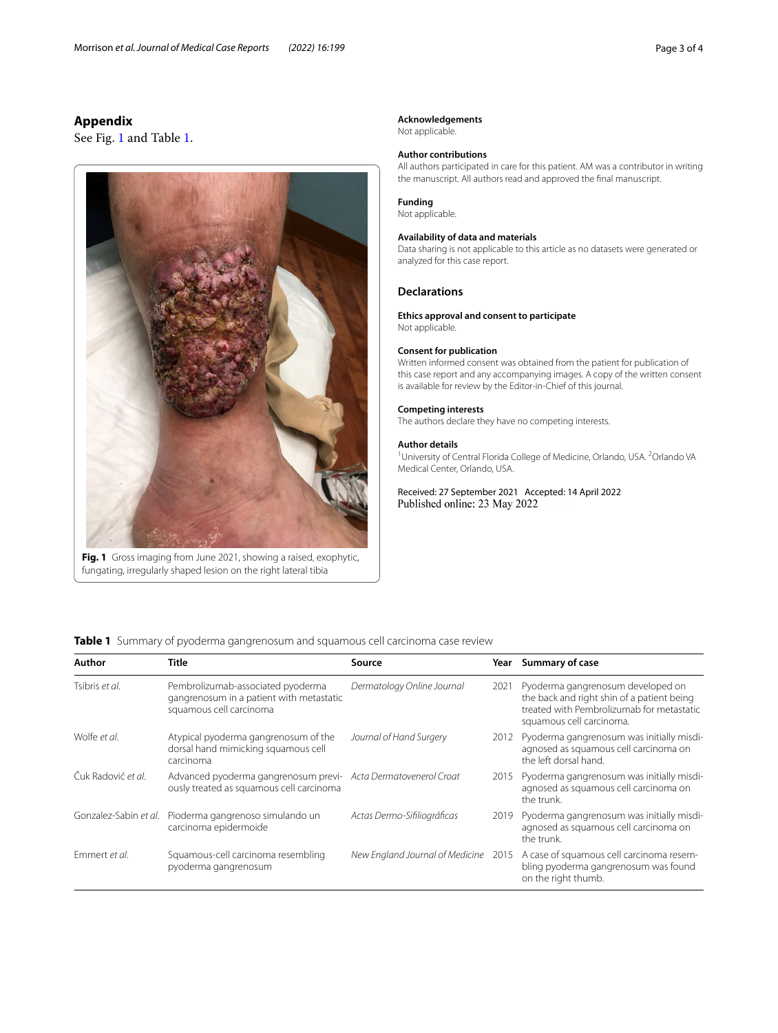## Appendix

See Fig. 1 and Table 1.

**Fig. 1** Gross imaging from June 2021, showing a raised, exophytic, fungating, irregularly shaped lesion on the right lateral tibia

**Table 1** Summary of pyoderma gangrenosum and squamous cell carcinoma case review

| Author | Title | Source | Year | Summary of case |
|---|---|---|---|---|
| Tsibris *et al.* | Pembrolizumab-associated pyoderma gangrenosum in a patient with metastatic squamous cell carcinoma | *Dermatology Online Journal* | 2021 | Pyoderma gangrenosum developed on the back and right shin of a patient being treated with Pembrolizumab for metastatic squamous cell carcinoma. |
| Wolfe *et al.* | Atypical pyoderma gangrenosum of the dorsal hand mimicking squamous cell carcinoma | *Journal of Hand Surgery* | 2012 | Pyoderma gangrenosum was initially misdiagnosed as squamous cell carcinoma on the left dorsal hand. |
| Čuk Radović *et al.* | Advanced pyoderma gangrenosum previously treated as squamous cell carcinoma | *Acta Dermatovenerol Croat* | 2015 | Pyoderma gangrenosum was initially misdiagnosed as squamous cell carcinoma on the trunk. |
| Gonzalez-Sabin *et al.* | Pioderma gangrenoso simulando un carcinoma epidermoide | *Actas Dermo-Sifiliográficas* | 2019 | Pyoderma gangrenosum was initially misdiagnosed as squamous cell carcinoma on the trunk. |
| Emmert *et al.* | Squamous-cell carcinoma resembling pyoderma gangrenosum | *New England Journal of Medicine* | 2015 | A case of squamous cell carcinoma resembling pyoderma gangrenosum was found on the right thumb. |

**Acknowledgements**
Not applicable.

**Author contributions**
All authors participated in care for this patient. AM was a contributor in writing the manuscript. All authors read and approved the final manuscript.

**Funding**
Not applicable.

**Availability of data and materials**
Data sharing is not applicable to this article as no datasets were generated or analyzed for this case report.

## Declarations

**Ethics approval and consent to participate**
Not applicable.

**Consent for publication**
Written informed consent was obtained from the patient for publication of this case report and any accompanying images. A copy of the written consent is available for review by the Editor-in-Chief of this journal.

**Competing interests**
The authors declare they have no competing interests.

**Author details**
[1]University of Central Florida College of Medicine, Orlando, USA. [2]Orlando VA Medical Center, Orlando, USA.

Received: 27 September 2021 Accepted: 14 April 2022
Published online: 23 May 2022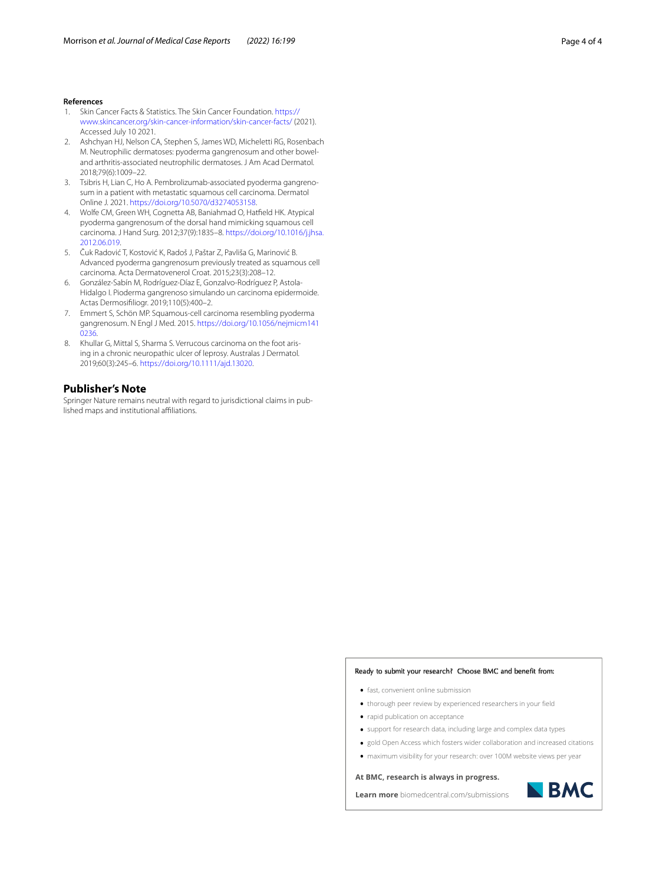#### References

1. Skin Cancer Facts & Statistics. The Skin Cancer Foundation. https://www.skincancer.org/skin-cancer-information/skin-cancer-facts/ (2021). Accessed July 10 2021.
2. Ashchyan HJ, Nelson CA, Stephen S, James WD, Micheletti RG, Rosenbach M. Neutrophilic dermatoses: pyoderma gangrenosum and other bowel- and arthritis-associated neutrophilic dermatoses. J Am Acad Dermatol. 2018;79(6):1009–22.
3. Tsibris H, Lian C, Ho A. Pembrolizumab-associated pyoderma gangrenosum in a patient with metastatic squamous cell carcinoma. Dermatol Online J. 2021. https://doi.org/10.5070/d3274053158.
4. Wolfe CM, Green WH, Cognetta AB, Baniahmad O, Hatfield HK. Atypical pyoderma gangrenosum of the dorsal hand mimicking squamous cell carcinoma. J Hand Surg. 2012;37(9):1835–8. https://doi.org/10.1016/j.jhsa.2012.06.019.
5. Čuk Radović T, Kostović K, Radoš J, Paštar Z, Pavliša G, Marinović B. Advanced pyoderma gangrenosum previously treated as squamous cell carcinoma. Acta Dermatovenerol Croat. 2015;23(3):208–12.
6. González-Sabín M, Rodríguez-Díaz E, Gonzalvo-Rodríguez P, Astola-Hidalgo I. Pioderma gangrenoso simulando un carcinoma epidermoide. Actas Dermosifiliogr. 2019;110(5):400–2.
7. Emmert S, Schön MP. Squamous-cell carcinoma resembling pyoderma gangrenosum. N Engl J Med. 2015. https://doi.org/10.1056/nejmicm1410236.
8. Khullar G, Mittal S, Sharma S. Verrucous carcinoma on the foot arising in a chronic neuropathic ulcer of leprosy. Australas J Dermatol. 2019;60(3):245–6. https://doi.org/10.1111/ajd.13020.

## Publisher's Note

Springer Nature remains neutral with regard to jurisdictional claims in published maps and institutional affiliations.

Ready to submit your research? Choose BMC and benefit from:

- fast, convenient online submission
- thorough peer review by experienced researchers in your field
- rapid publication on acceptance
- support for research data, including large and complex data types
- gold Open Access which fosters wider collaboration and increased citations
- maximum visibility for your research: over 100M website views per year

**At BMC, research is always in progress.**

**Learn more** biomedcentral.com/submissions

BMC